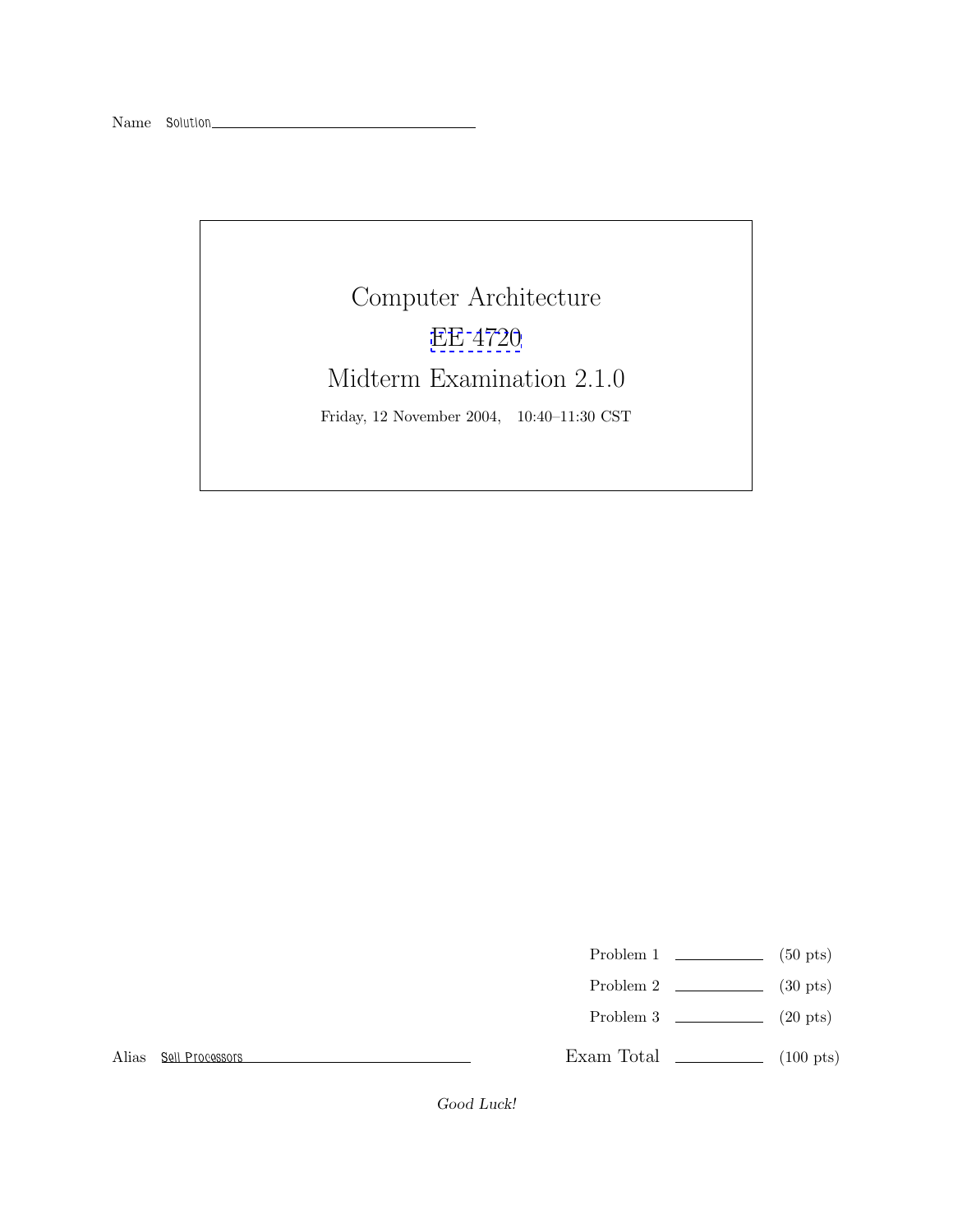Name Solution

# Computer Architecture

## EE 4720

## Midterm Examination 2.1.0

Friday, 12 November 2004, 10:40–11:30 CST

| | | |
|---|---|---|
| Problem 1 | ______ | (50 pts) |
| Problem 2 | ______ | (30 pts) |
| Problem 3 | ______ | (20 pts) |
| Exam Total | ______ | (100 pts) |

Alias Sell Processors

*Good Luck!*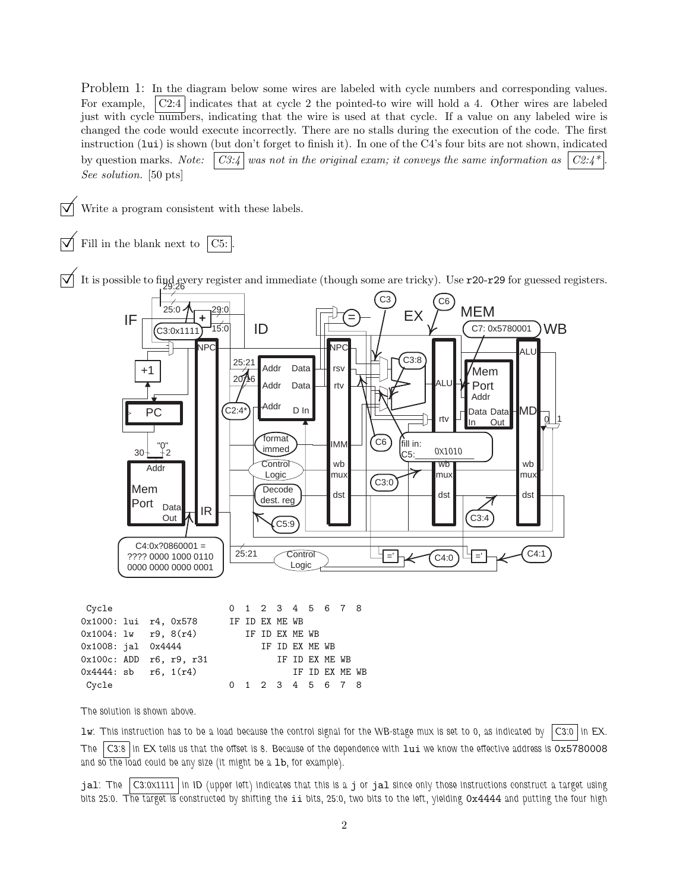Problem 1: In the diagram below some wires are labeled with cycle numbers and corresponding values. For example, C2:4 indicates that at cycle 2 the pointed-to wire will hold a 4. Other wires are labeled just with cycle numbers, indicating that the wire is used at that cycle. If a value on any labeled wire is changed the code would execute incorrectly. There are no stalls during the execution of the code. The first instruction (lui) is shown (but don't forget to finish it). In one of the C4's four bits are not shown, indicated by question marks. *Note: C3:4 was not in the original exam; it conveys the same information as C2:4*. See solution.* [50 pts]

☑ Write a program consistent with these labels.

☑ Fill in the blank next to C5: .

☑ It is possible to find every register and immediate (though some are tricky). Use r20-r29 for guessed registers.

C4:0x?0860001 = ???? 0000 1000 0110 0000 0000 0000 0001

C5: 0X1010

C7: 0x5780001

```
 Cycle                    0  1  2  3  4  5  6  7  8
0x1000: lui  r4, 0x578    IF ID EX ME WB
0x1004: lw   r9, 8(r4)       IF ID EX ME WB
0x1008: jal  0x4444             IF ID EX ME WB
0x100c: ADD  r6, r9, r31           IF ID EX ME WB
0x4444: sb   r6, 1(r4)                IF ID EX ME WB
 Cycle                    0  1  2  3  4  5  6  7  8
```

The solution is shown above.

**lw**: This instruction has to be a load because the control signal for the WB-stage mux is set to 0, as indicated by C3:0 in EX. The C3:8 in EX tells us that the offset is 8. Because of the dependence with lui we know the effective address is 0x5780008 and so the load could be any size (it might be a lb, for example).

**jal**: The C3:0x1111 in ID (upper left) indicates that this is a j or jal since only those instructions construct a target using bits 25:0. The target is constructed by shifting the ii bits, 25:0, two bits to the left, yielding 0x4444 and putting the four high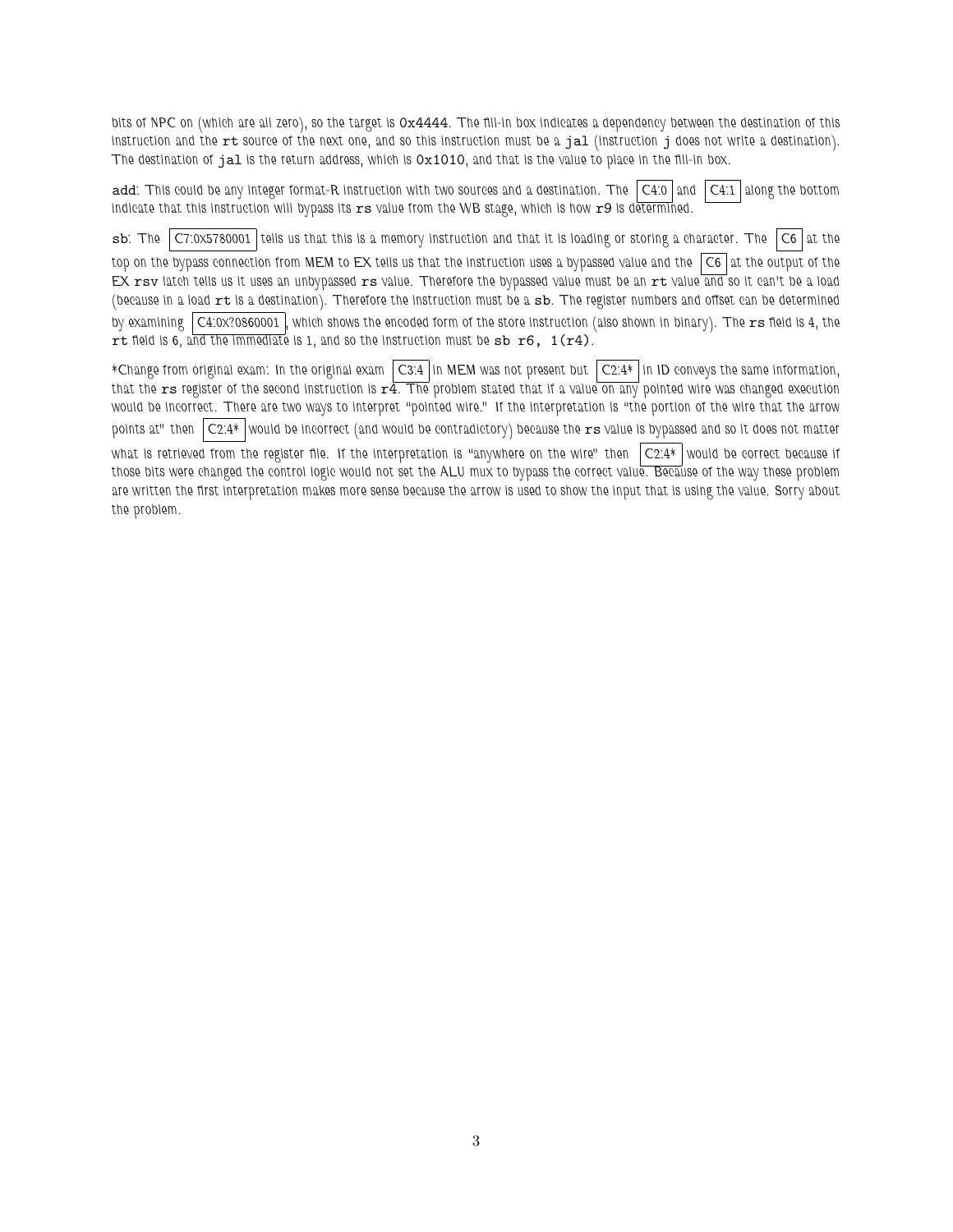bits of NPC on (which are all zero), so the target is `0x4444`. The fill-in box indicates a dependency between the destination of this instruction and the `rt` source of the next one, and so this instruction must be a `jal` (instruction `j` does not write a destination). The destination of `jal` is the return address, which is `0x1010`, and that is the value to place in the fill-in box.

`add`: This could be any integer format-R instruction with two sources and a destination. The C4:0 and C4:1 along the bottom indicate that this instruction will bypass its `rs` value from the WB stage, which is how `r9` is determined.

`sb`: The C7:0X5780001 tells us that this is a memory instruction and that it is loading or storing a character. The C6 at the top on the bypass connection from MEM to EX tells us that the instruction uses a bypassed value and the C6 at the output of the EX `rsv` latch tells us it uses an unbypassed `rs` value. Therefore the bypassed value must be an `rt` value and so it can't be a load (because in a load `rt` is a destination). Therefore the instruction must be a `sb`. The register numbers and offset can be determined by examining C4:0X?0860001, which shows the encoded form of the store instruction (also shown in binary). The `rs` field is 4, the `rt` field is 6, and the immediate is 1, and so the instruction must be `sb r6, 1(r4)`.

*Change from original exam: In the original exam C3:4 in MEM was not present but C2:4* in ID conveys the same information, that the `rs` register of the second instruction is `r4`. The problem stated that if a value on any pointed wire was changed execution would be incorrect. There are two ways to interpret "pointed wire." If the interpretation is "the portion of the wire that the arrow points at" then C2:4* would be incorrect (and would be contradictory) because the `rs` value is bypassed and so it does not matter what is retrieved from the register file. If the interpretation is "anywhere on the wire" then C2:4* would be correct because if those bits were changed the control logic would not set the ALU mux to bypass the correct value. Because of the way these problem are written the first interpretation makes more sense because the arrow is used to show the input that is using the value. Sorry about the problem.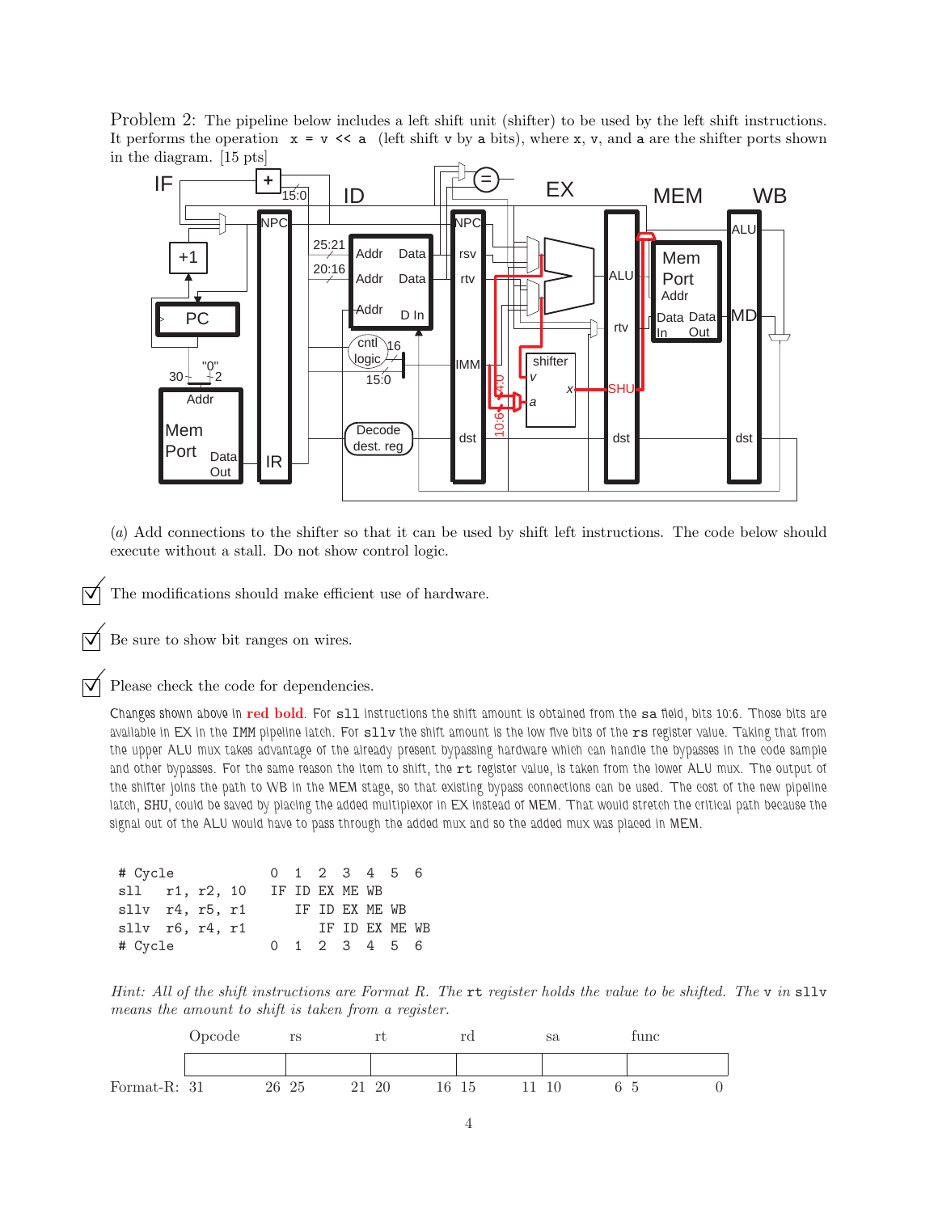Problem 2: The pipeline below includes a left shift unit (shifter) to be used by the left shift instructions. It performs the operation `x = v << a` (left shift v by a bits), where x, v, and a are the shifter ports shown in the diagram. [15 pts]

(*a*) Add connections to the shifter so that it can be used by shift left instructions. The code below should execute without a stall. Do not show control logic.

☑ The modifications should make efficient use of hardware.

☑ Be sure to show bit ranges on wires.

☑ Please check the code for dependencies.

Changes shown above in **red bold**. For `sll` instructions the shift amount is obtained from the `sa` field, bits 10:6. Those bits are available in EX in the IMM pipeline latch. For `sllv` the shift amount is the low five bits of the `rs` register value. Taking that from the upper ALU mux takes advantage of the already present bypassing hardware which can handle the bypasses in the code sample and other bypasses. For the same reason the item to shift, the `rt` register value, is taken from the lower ALU mux. The output of the shifter joins the path to WB in the MEM stage, so that existing bypass connections can be used. The cost of the new pipeline latch, SHU, could be saved by placing the added multiplexor in EX instead of MEM. That would stretch the critical path because the signal out of the ALU would have to pass through the added mux and so the added mux was placed in MEM.

```
# Cycle              0  1  2  3  4  5  6
sll   r1, r2, 10     IF ID EX ME WB
sllv  r4, r5, r1        IF ID EX ME WB
sllv  r6, r4, r1           IF ID EX ME WB
# Cycle              0  1  2  3  4  5  6
```

*Hint: All of the shift instructions are Format R. The* `rt` *register holds the value to be shifted. The* `v` *in* `sllv` *means the amount to shift is taken from a register.*

| | Opcode | rs | rt | rd | sa | func |
|---|---|---|---|---|---|---|
| Format-R: | 31 — 26 | 25 — 21 | 20 — 16 | 15 — 11 | 10 — 6 | 5 — 0 |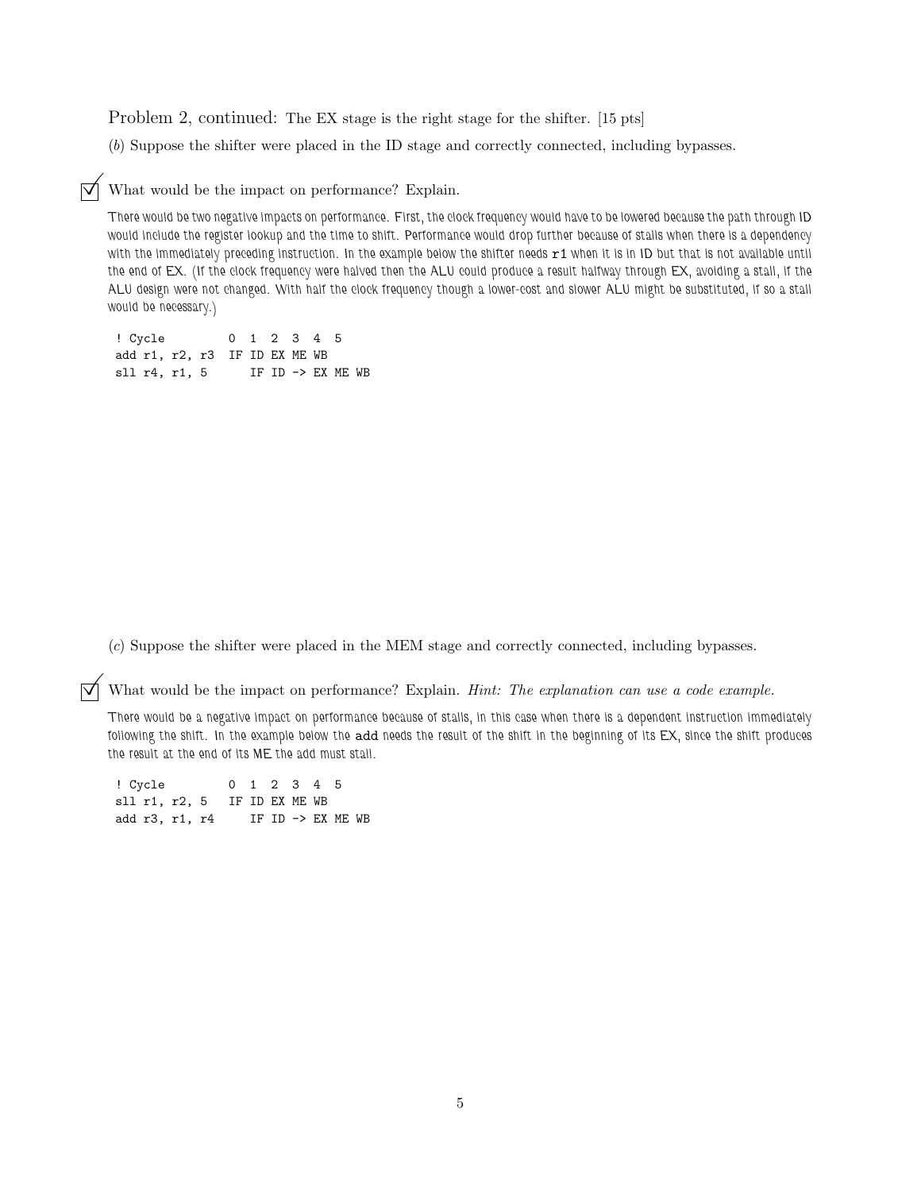Problem 2, continued: The EX stage is the right stage for the shifter. [15 pts]

(*b*) Suppose the shifter were placed in the ID stage and correctly connected, including bypasses.

☑ What would be the impact on performance? Explain.

There would be two negative impacts on performance. First, the clock frequency would have to be lowered because the path through ID would include the register lookup and the time to shift. Performance would drop further because of stalls when there is a dependency with the immediately preceding instruction. In the example below the shifter needs `r1` when it is in ID but that is not available until the end of EX. (If the clock frequency were halved then the ALU could produce a result halfway through EX, avoiding a stall, if the ALU design were not changed. With half the clock frequency though a lower-cost and slower ALU might be substituted, if so a stall would be necessary.)

```
! Cycle         0  1  2  3  4  5
add r1, r2, r3  IF ID EX ME WB
sll r4, r1, 5      IF ID -> EX ME WB
```

(*c*) Suppose the shifter were placed in the MEM stage and correctly connected, including bypasses.

☑ What would be the impact on performance? Explain. *Hint: The explanation can use a code example.*

There would be a negative impact on performance because of stalls, in this case when there is a dependent instruction immediately following the shift. In the example below the `add` needs the result of the shift in the beginning of its EX, since the shift produces the result at the end of its ME the add must stall.

```
! Cycle         0  1  2  3  4  5
sll r1, r2, 5   IF ID EX ME WB
add r3, r1, r4     IF ID -> EX ME WB
```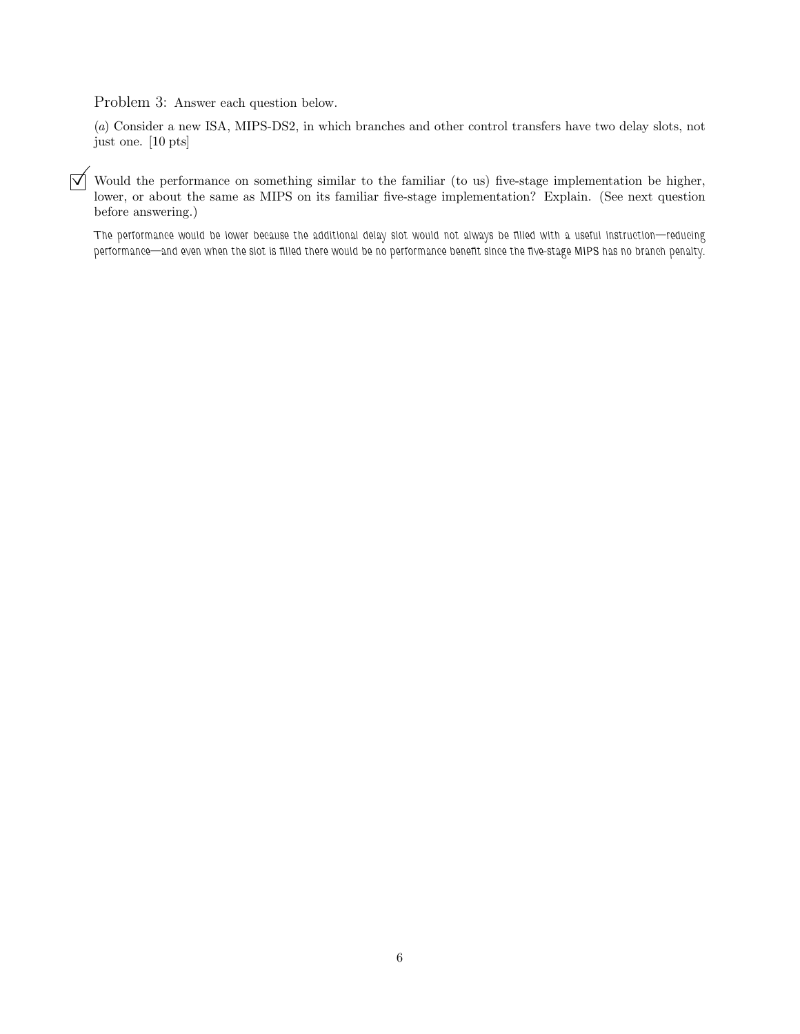Problem 3: Answer each question below.

(*a*) Consider a new ISA, MIPS-DS2, in which branches and other control transfers have two delay slots, not just one. [10 pts]

☑ Would the performance on something similar to the familiar (to us) five-stage implementation be higher, lower, or about the same as MIPS on its familiar five-stage implementation? Explain. (See next question before answering.)

The performance would be lower because the additional delay slot would not always be filled with a useful instruction—reducing performance—and even when the slot is filled there would be no performance benefit since the five-stage MIPS has no branch penalty.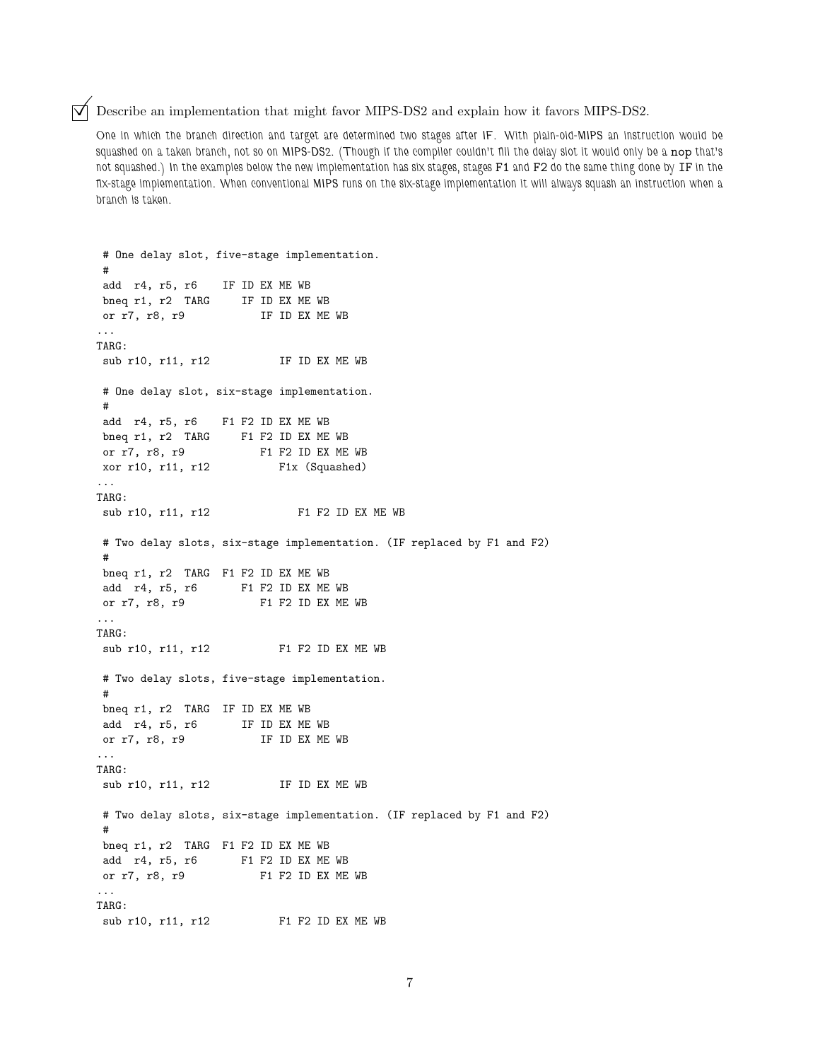☑ Describe an implementation that might favor MIPS-DS2 and explain how it favors MIPS-DS2.

*One in which the branch direction and target are determined two stages after IF. With plain-old-MIPS an instruction would be squashed on a taken branch, not so on MIPS-DS2. (Though if the compiler couldn't fill the delay slot it would only be a* **nop** *that's not squashed.) In the examples below the new implementation has six stages, stages* F1 *and* F2 *do the same thing done by* IF *in the fix-stage implementation. When conventional MIPS runs on the six-stage implementation it will always squash an instruction when a branch is taken.*

```
 # One delay slot, five-stage implementation.
 #
 add  r4, r5, r6    IF ID EX ME WB
 bneq r1, r2  TARG     IF ID EX ME WB
 or r7, r8, r9            IF ID EX ME WB
...
TARG:
 sub r10, r11, r12           IF ID EX ME WB

 # One delay slot, six-stage implementation.
 #
 add  r4, r5, r6    F1 F2 ID EX ME WB
 bneq r1, r2  TARG     F1 F2 ID EX ME WB
 or r7, r8, r9            F1 F2 ID EX ME WB
 xor r10, r11, r12           F1x (Squashed)
...
TARG:
 sub r10, r11, r12              F1 F2 ID EX ME WB

 # Two delay slots, six-stage implementation. (IF replaced by F1 and F2)
 #
 bneq r1, r2  TARG  F1 F2 ID EX ME WB
 add  r4, r5, r6       F1 F2 ID EX ME WB
 or r7, r8, r9            F1 F2 ID EX ME WB
...
TARG:
 sub r10, r11, r12           F1 F2 ID EX ME WB

 # Two delay slots, five-stage implementation.
 #
 bneq r1, r2  TARG  IF ID EX ME WB
 add  r4, r5, r6       IF ID EX ME WB
 or r7, r8, r9            IF ID EX ME WB
...
TARG:
 sub r10, r11, r12           IF ID EX ME WB

 # Two delay slots, six-stage implementation. (IF replaced by F1 and F2)
 #
 bneq r1, r2  TARG  F1 F2 ID EX ME WB
 add  r4, r5, r6       F1 F2 ID EX ME WB
 or r7, r8, r9            F1 F2 ID EX ME WB
...
TARG:
 sub r10, r11, r12           F1 F2 ID EX ME WB
```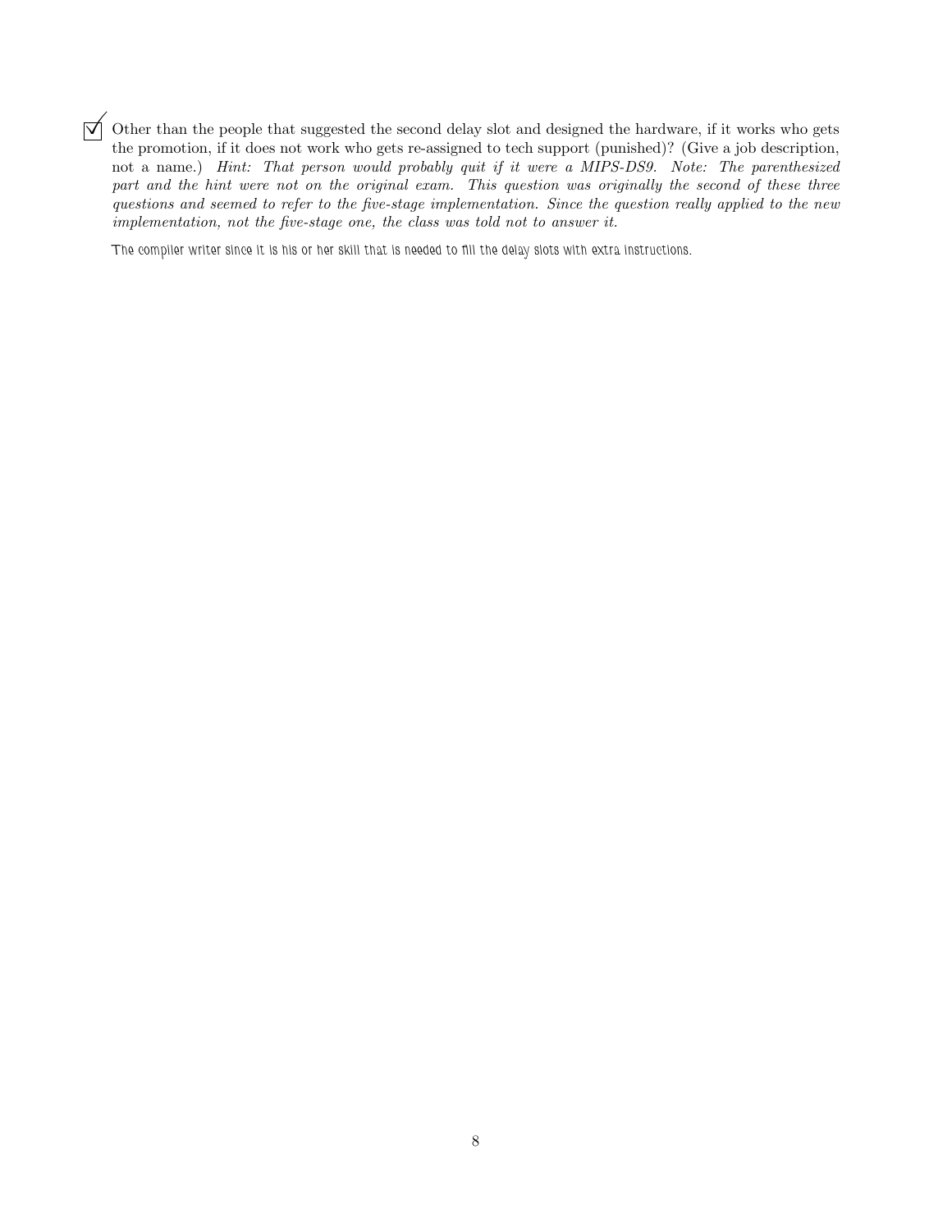☑ Other than the people that suggested the second delay slot and designed the hardware, if it works who gets the promotion, if it does not work who gets re-assigned to tech support (punished)? (Give a job description, not a name.) *Hint: That person would probably quit if it were a MIPS-DS9. Note: The parenthesized part and the hint were not on the original exam. This question was originally the second of these three questions and seemed to refer to the five-stage implementation. Since the question really applied to the new implementation, not the five-stage one, the class was told not to answer it.*

The compiler writer since it is his or her skill that is needed to fill the delay slots with extra instructions.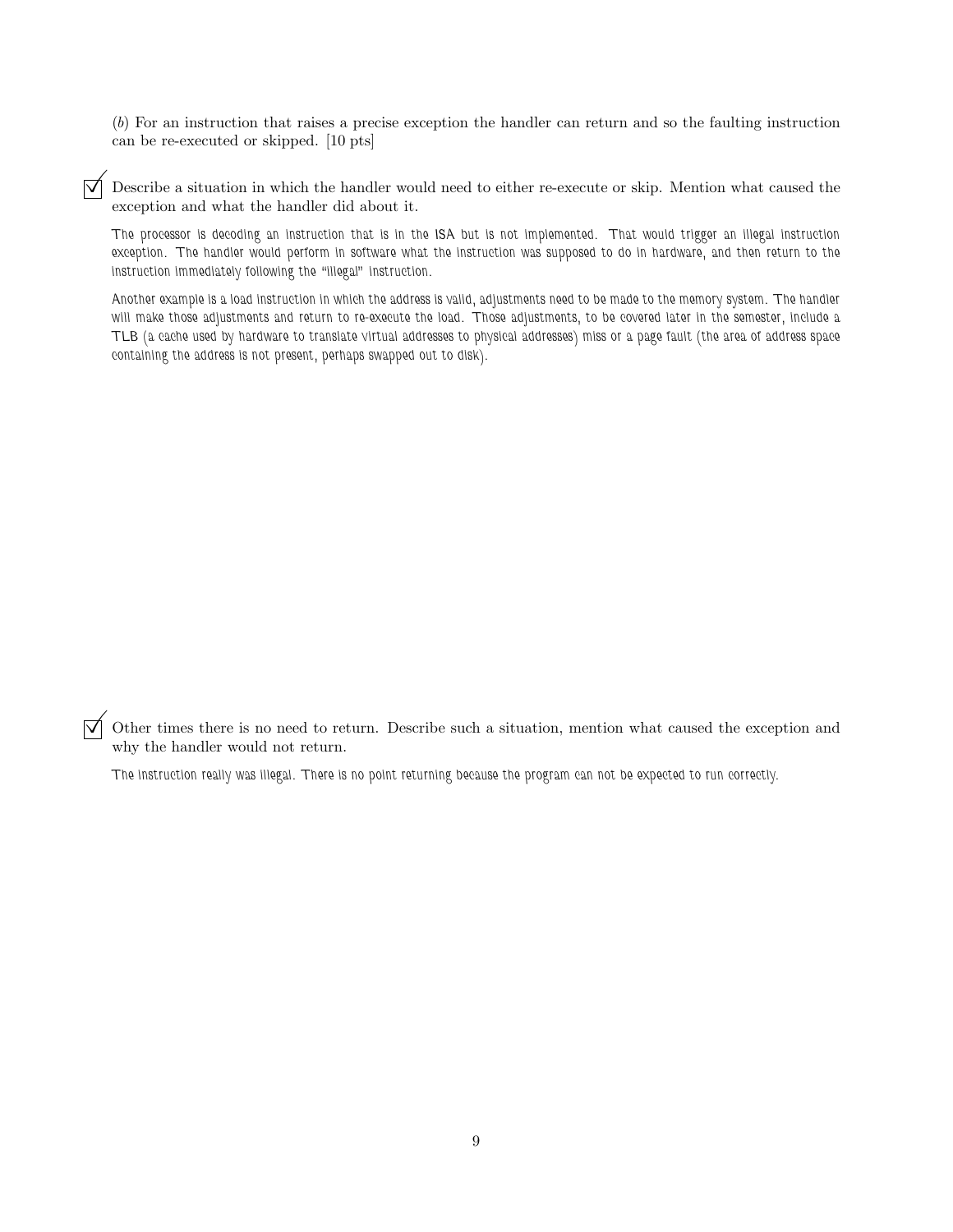(*b*) For an instruction that raises a precise exception the handler can return and so the faulting instruction can be re-executed or skipped. [10 pts]

☑ Describe a situation in which the handler would need to either re-execute or skip. Mention what caused the exception and what the handler did about it.

*The processor is decoding an instruction that is in the ISA but is not implemented. That would trigger an illegal instruction exception. The handler would perform in software what the instruction was supposed to do in hardware, and then return to the instruction immediately following the "illegal" instruction.*

*Another example is a load instruction in which the address is valid, adjustments need to be made to the memory system. The handler will make those adjustments and return to re-execute the load. Those adjustments, to be covered later in the semester, include a TLB (a cache used by hardware to translate virtual addresses to physical addresses) miss or a page fault (the area of address space containing the address is not present, perhaps swapped out to disk).*

☑ Other times there is no need to return. Describe such a situation, mention what caused the exception and why the handler would not return.

*The instruction really was illegal. There is no point returning because the program can not be expected to run correctly.*